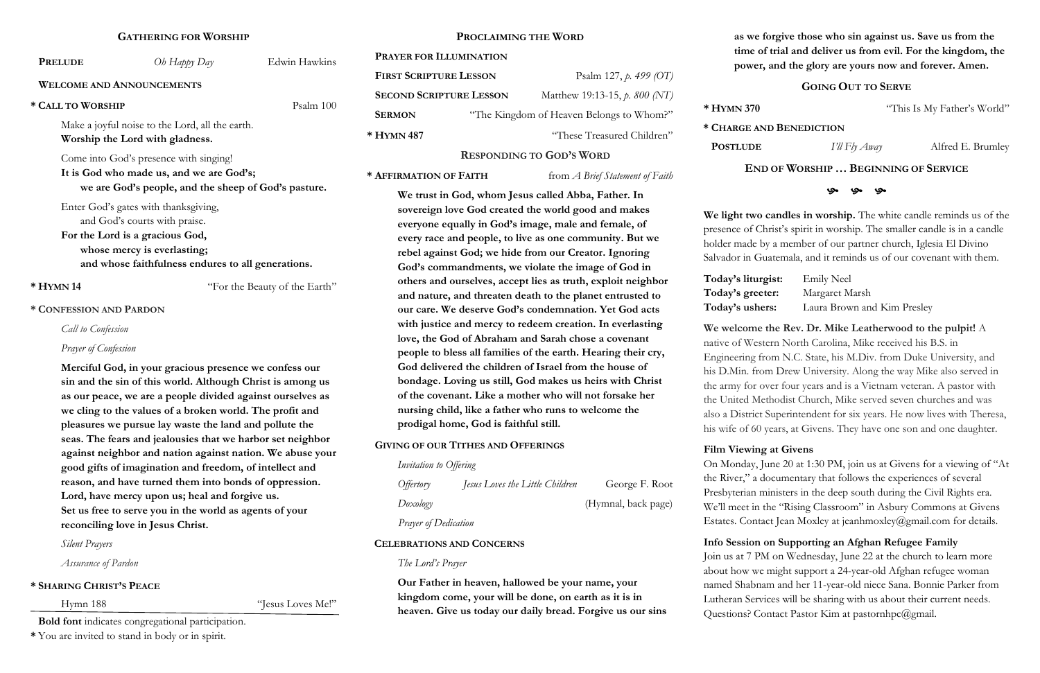## Gathering for Worship

**Prelude** — *Oh Happy Day* — Edwin Hawkins

**Welcome and Announcements**

**\* Call to Worship** — Psalm 100

Make a joyful noise to the Lord, all the earth.
**Worship the Lord with gladness.**

Come into God's presence with singing!
**It is God who made us, and we are God's;**
**we are God's people, and the sheep of God's pasture.**

Enter God's gates with thanksgiving,
and God's courts with praise.
**For the Lord is a gracious God,**
**whose mercy is everlasting;**
**and whose faithfulness endures to all generations.**

**\* Hymn 14** — "For the Beauty of the Earth"

**\* Confession and Pardon**

*Call to Confession*

*Prayer of Confession*

**Merciful God, in your gracious presence we confess our sin and the sin of this world. Although Christ is among us as our peace, we are a people divided against ourselves as we cling to the values of a broken world. The profit and pleasures we pursue lay waste the land and pollute the seas. The fears and jealousies that we harbor set neighbor against neighbor and nation against nation. We abuse your good gifts of imagination and freedom, of intellect and reason, and have turned them into bonds of oppression. Lord, have mercy upon us; heal and forgive us. Set us free to serve you in the world as agents of your reconciling love in Jesus Christ.**

*Silent Prayers*

*Assurance of Pardon*

**\* Sharing Christ's Peace**

Hymn 188 — "Jesus Loves Me!"

**Bold font** indicates congregational participation.
\* You are invited to stand in body or in spirit.

## Proclaiming the Word

**Prayer for Illumination**

**First Scripture Lesson** — Psalm 127, *p. 499 (OT)*

**Second Scripture Lesson** — Matthew 19:13-15, *p. 800 (NT)*

**Sermon** — "The Kingdom of Heaven Belongs to Whom?"

**\* Hymn 487** — "These Treasured Children"

## Responding to God's Word

**\* Affirmation of Faith** — from *A Brief Statement of Faith*

**We trust in God, whom Jesus called Abba, Father. In sovereign love God created the world good and makes everyone equally in God's image, male and female, of every race and people, to live as one community. But we rebel against God; we hide from our Creator. Ignoring God's commandments, we violate the image of God in others and ourselves, accept lies as truth, exploit neighbor and nature, and threaten death to the planet entrusted to our care. We deserve God's condemnation. Yet God acts with justice and mercy to redeem creation. In everlasting love, the God of Abraham and Sarah chose a covenant people to bless all families of the earth. Hearing their cry, God delivered the children of Israel from the house of bondage. Loving us still, God makes us heirs with Christ of the covenant. Like a mother who will not forsake her nursing child, like a father who runs to welcome the prodigal home, God is faithful still.**

**Giving of Our Tithes and Offerings**

*Invitation to Offering*

*Offertory* — *Jesus Loves the Little Children* — George F. Root

*Doxology* — (Hymnal, back page)

*Prayer of Dedication*

**Celebrations and Concerns**

*The Lord's Prayer*

**Our Father in heaven, hallowed be your name, your kingdom come, your will be done, on earth as it is in heaven. Give us today our daily bread. Forgive us our sins as we forgive those who sin against us. Save us from the time of trial and deliver us from evil. For the kingdom, the power, and the glory are yours now and forever. Amen.**

## Going Out to Serve

**\* Hymn 370** — "This Is My Father's World"

**\* Charge and Benediction**

**Postlude** — *I'll Fly Away* — Alfred E. Brumley

**End of Worship … Beginning of Service**

**We light two candles in worship.** The white candle reminds us of the presence of Christ's spirit in worship. The smaller candle is in a candle holder made by a member of our partner church, Iglesia El Divino Salvador in Guatemala, and it reminds us of our covenant with them.

**Today's liturgist:** Emily Neel
**Today's greeter:** Margaret Marsh
**Today's ushers:** Laura Brown and Kim Presley

**We welcome the Rev. Dr. Mike Leatherwood to the pulpit!** A native of Western North Carolina, Mike received his B.S. in Engineering from N.C. State, his M.Div. from Duke University, and his D.Min. from Drew University. Along the way Mike also served in the army for over four years and is a Vietnam veteran. A pastor with the United Methodist Church, Mike served seven churches and was also a District Superintendent for six years. He now lives with Theresa, his wife of 60 years, at Givens. They have one son and one daughter.

**Film Viewing at Givens**
On Monday, June 20 at 1:30 PM, join us at Givens for a viewing of "At the River," a documentary that follows the experiences of several Presbyterian ministers in the deep south during the Civil Rights era. We'll meet in the "Rising Classroom" in Asbury Commons at Givens Estates. Contact Jean Moxley at jeanhmoxley@gmail.com for details.

**Info Session on Supporting an Afghan Refugee Family**
Join us at 7 PM on Wednesday, June 22 at the church to learn more about how we might support a 24-year-old Afghan refugee woman named Shabnam and her 11-year-old niece Sana. Bonnie Parker from Lutheran Services will be sharing with us about their current needs. Questions? Contact Pastor Kim at pastornhpc@gmail.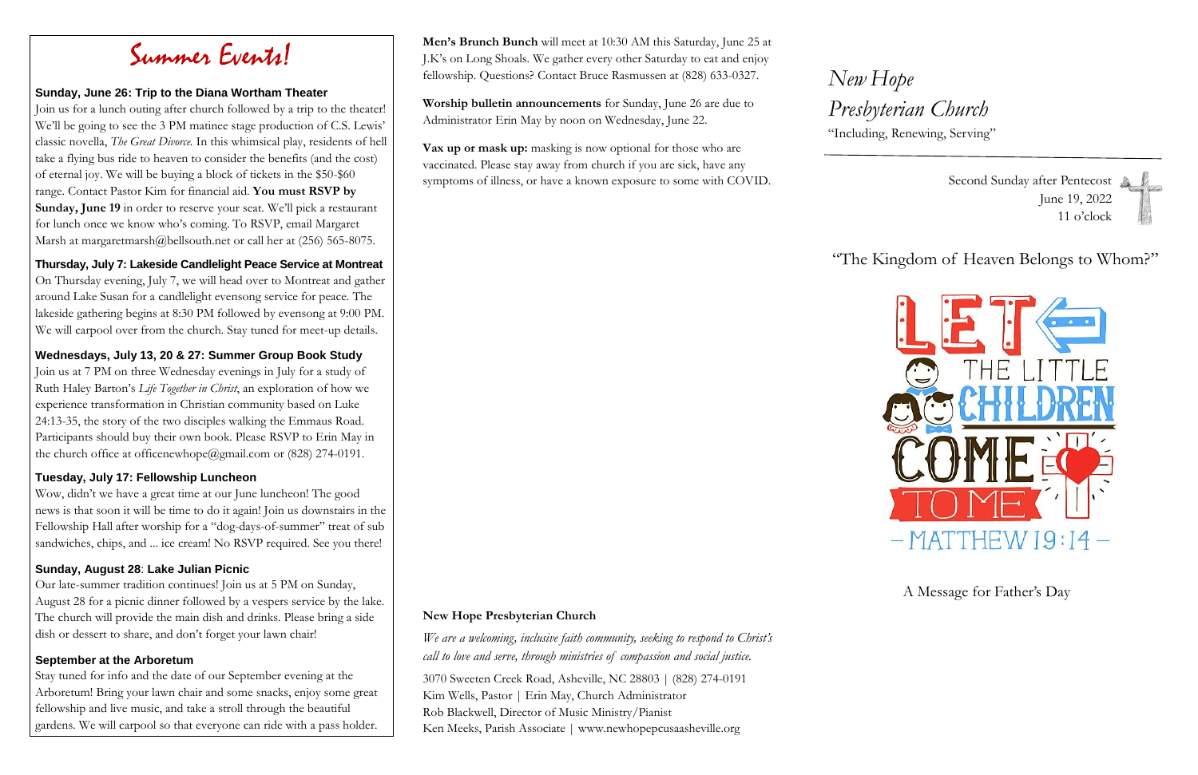# Summer Events!

### Sunday, June 26: Trip to the Diana Wortham Theater

Join us for a lunch outing after church followed by a trip to the theater! We'll be going to see the 3 PM matinee stage production of C.S. Lewis' classic novella, *The Great Divorce.* In this whimsical play, residents of hell take a flying bus ride to heaven to consider the benefits (and the cost) of eternal joy. We will be buying a block of tickets in the $50-$60 range. Contact Pastor Kim for financial aid. **You must RSVP by Sunday, June 19** in order to reserve your seat. We'll pick a restaurant for lunch once we know who's coming. To RSVP, email Margaret Marsh at margaretmarsh@bellsouth.net or call her at (256) 565-8075.

### Thursday, July 7: Lakeside Candlelight Peace Service at Montreat

On Thursday evening, July 7, we will head over to Montreat and gather around Lake Susan for a candlelight evensong service for peace. The lakeside gathering begins at 8:30 PM followed by evensong at 9:00 PM. We will carpool over from the church. Stay tuned for meet-up details.

### Wednesdays, July 13, 20 & 27: Summer Group Book Study

Join us at 7 PM on three Wednesday evenings in July for a study of Ruth Haley Barton's *Life Together in Christ*, an exploration of how we experience transformation in Christian community based on Luke 24:13-35, the story of the two disciples walking the Emmaus Road. Participants should buy their own book. Please RSVP to Erin May in the church office at officenewhope@gmail.com or (828) 274-0191.

### Tuesday, July 17: Fellowship Luncheon

Wow, didn't we have a great time at our June luncheon! The good news is that soon it will be time to do it again! Join us downstairs in the Fellowship Hall after worship for a "dog-days-of-summer" treat of sub sandwiches, chips, and ... ice cream! No RSVP required. See you there!

### Sunday, August 28: Lake Julian Picnic

Our late-summer tradition continues! Join us at 5 PM on Sunday, August 28 for a picnic dinner followed by a vespers service by the lake. The church will provide the main dish and drinks. Please bring a side dish or dessert to share, and don't forget your lawn chair!

### September at the Arboretum

Stay tuned for info and the date of our September evening at the Arboretum! Bring your lawn chair and some snacks, enjoy some great fellowship and live music, and take a stroll through the beautiful gardens. We will carpool so that everyone can ride with a pass holder.

**Men's Brunch Bunch** will meet at 10:30 AM this Saturday, June 25 at J.K's on Long Shoals. We gather every other Saturday to eat and enjoy fellowship. Questions? Contact Bruce Rasmussen at (828) 633-0327.

**Worship bulletin announcements** for Sunday, June 26 are due to Administrator Erin May by noon on Wednesday, June 22.

**Vax up or mask up:** masking is now optional for those who are vaccinated. Please stay away from church if you are sick, have any symptoms of illness, or have a known exposure to some with COVID.

**New Hope Presbyterian Church**

*We are a welcoming, inclusive faith community, seeking to respond to Christ's call to love and serve, through ministries of compassion and social justice.*

3070 Sweeten Creek Road, Asheville, NC 28803 | (828) 274-0191
Kim Wells, Pastor | Erin May, Church Administrator
Rob Blackwell, Director of Music Ministry/Pianist
Ken Meeks, Parish Associate | www.newhopepcusaasheville.org

# *New Hope Presbyterian Church*

"Including, Renewing, Serving"

Second Sunday after Pentecost
June 19, 2022
11 o'clock

## "The Kingdom of Heaven Belongs to Whom?"

LET THE LITTLE CHILDREN COME TO ME
– MATTHEW 19:14 –

A Message for Father's Day